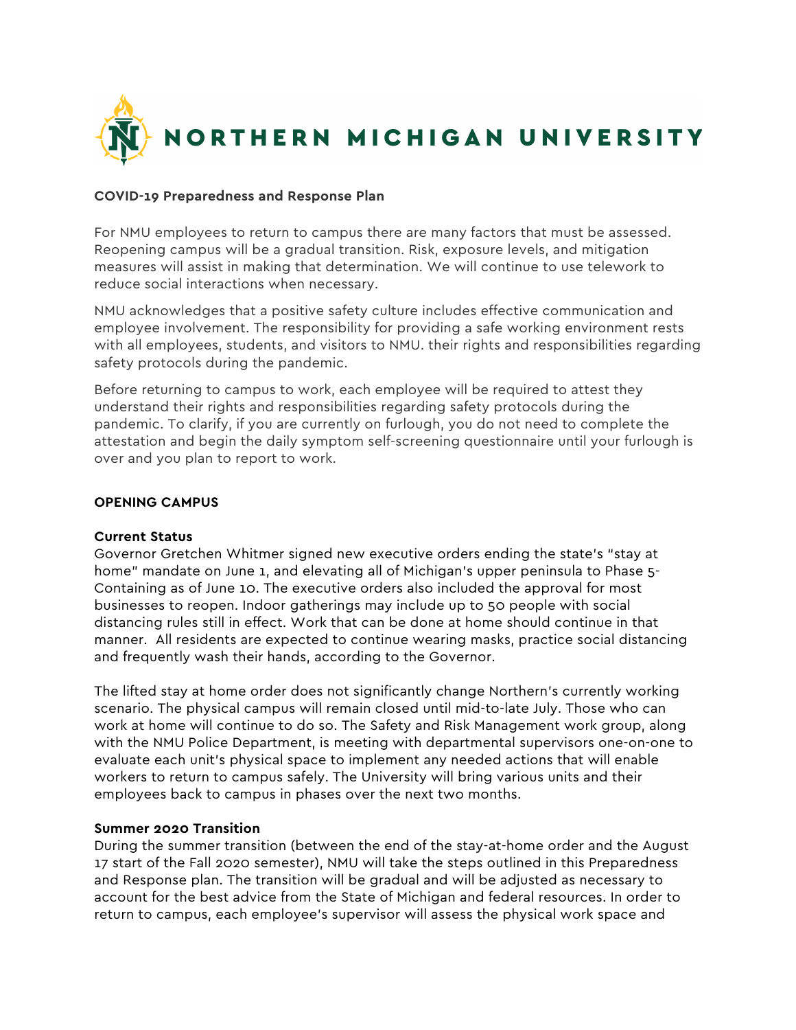# NORTHERN MICHIGAN UNIVERSITY

**COVID-19 Preparedness and Response Plan**

For NMU employees to return to campus there are many factors that must be assessed. Reopening campus will be a gradual transition. Risk, exposure levels, and mitigation measures will assist in making that determination. We will continue to use telework to reduce social interactions when necessary.

NMU acknowledges that a positive safety culture includes effective communication and employee involvement. The responsibility for providing a safe working environment rests with all employees, students, and visitors to NMU. their rights and responsibilities regarding safety protocols during the pandemic.

Before returning to campus to work, each employee will be required to attest they understand their rights and responsibilities regarding safety protocols during the pandemic. To clarify, if you are currently on furlough, you do not need to complete the attestation and begin the daily symptom self-screening questionnaire until your furlough is over and you plan to report to work.

## OPENING CAMPUS

### Current Status

Governor Gretchen Whitmer signed new executive orders ending the state's "stay at home" mandate on June 1, and elevating all of Michigan's upper peninsula to Phase 5-Containing as of June 10. The executive orders also included the approval for most businesses to reopen. Indoor gatherings may include up to 50 people with social distancing rules still in effect. Work that can be done at home should continue in that manner. All residents are expected to continue wearing masks, practice social distancing and frequently wash their hands, according to the Governor.

The lifted stay at home order does not significantly change Northern's currently working scenario. The physical campus will remain closed until mid-to-late July. Those who can work at home will continue to do so. The Safety and Risk Management work group, along with the NMU Police Department, is meeting with departmental supervisors one-on-one to evaluate each unit's physical space to implement any needed actions that will enable workers to return to campus safely. The University will bring various units and their employees back to campus in phases over the next two months.

### Summer 2020 Transition

During the summer transition (between the end of the stay-at-home order and the August 17 start of the Fall 2020 semester), NMU will take the steps outlined in this Preparedness and Response plan. The transition will be gradual and will be adjusted as necessary to account for the best advice from the State of Michigan and federal resources. In order to return to campus, each employee's supervisor will assess the physical work space and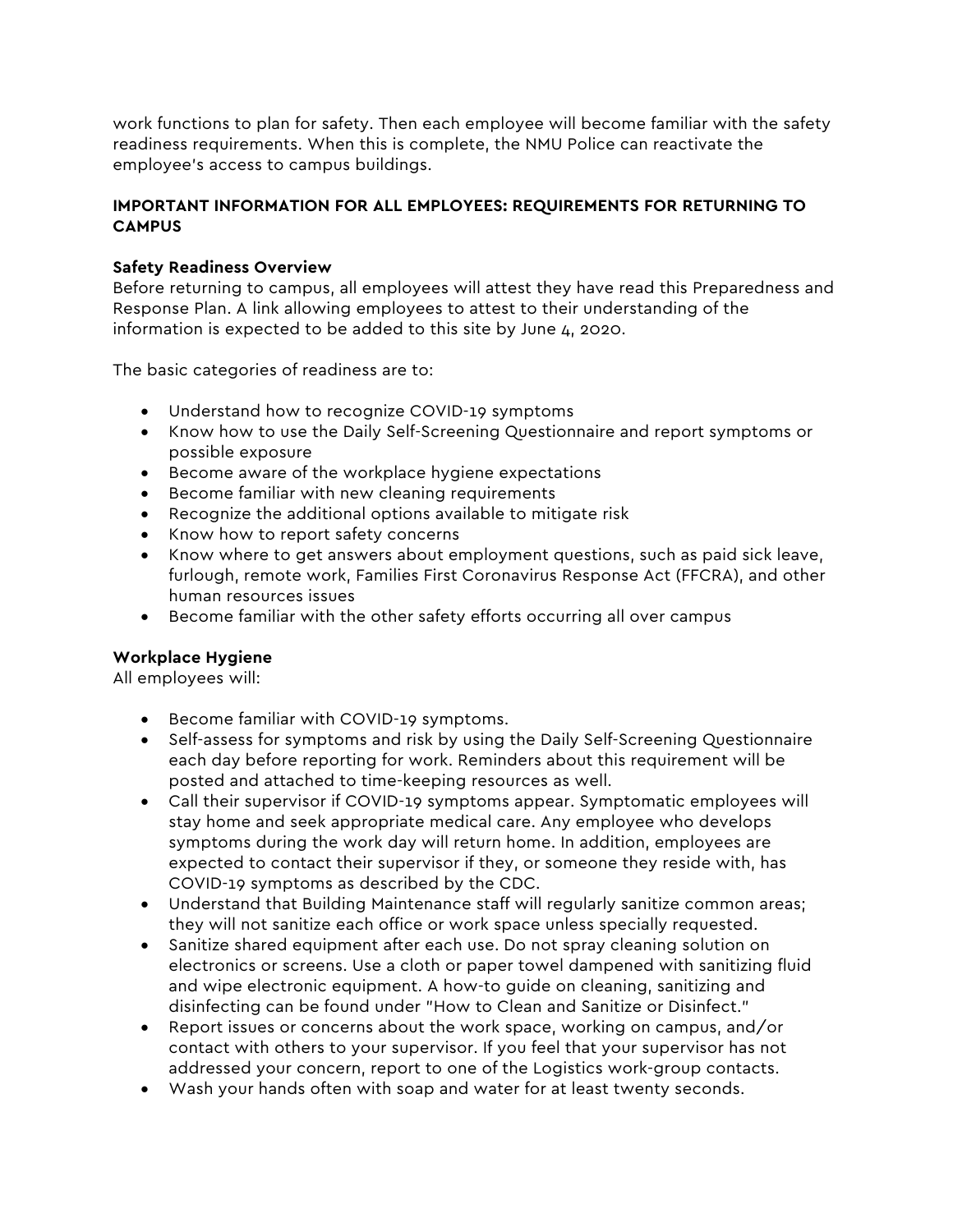work functions to plan for safety. Then each employee will become familiar with the safety readiness requirements. When this is complete, the NMU Police can reactivate the employee's access to campus buildings.

## IMPORTANT INFORMATION FOR ALL EMPLOYEES: REQUIREMENTS FOR RETURNING TO CAMPUS

### Safety Readiness Overview

Before returning to campus, all employees will attest they have read this Preparedness and Response Plan. A link allowing employees to attest to their understanding of the information is expected to be added to this site by June 4, 2020.

The basic categories of readiness are to:

- Understand how to recognize COVID-19 symptoms
- Know how to use the Daily Self-Screening Questionnaire and report symptoms or possible exposure
- Become aware of the workplace hygiene expectations
- Become familiar with new cleaning requirements
- Recognize the additional options available to mitigate risk
- Know how to report safety concerns
- Know where to get answers about employment questions, such as paid sick leave, furlough, remote work, Families First Coronavirus Response Act (FFCRA), and other human resources issues
- Become familiar with the other safety efforts occurring all over campus

### Workplace Hygiene

All employees will:

- Become familiar with COVID-19 symptoms.
- Self-assess for symptoms and risk by using the Daily Self-Screening Questionnaire each day before reporting for work. Reminders about this requirement will be posted and attached to time-keeping resources as well.
- Call their supervisor if COVID-19 symptoms appear. Symptomatic employees will stay home and seek appropriate medical care. Any employee who develops symptoms during the work day will return home. In addition, employees are expected to contact their supervisor if they, or someone they reside with, has COVID-19 symptoms as described by the CDC.
- Understand that Building Maintenance staff will regularly sanitize common areas; they will not sanitize each office or work space unless specially requested.
- Sanitize shared equipment after each use. Do not spray cleaning solution on electronics or screens. Use a cloth or paper towel dampened with sanitizing fluid and wipe electronic equipment. A how-to guide on cleaning, sanitizing and disinfecting can be found under "How to Clean and Sanitize or Disinfect."
- Report issues or concerns about the work space, working on campus, and/or contact with others to your supervisor. If you feel that your supervisor has not addressed your concern, report to one of the Logistics work-group contacts.
- Wash your hands often with soap and water for at least twenty seconds.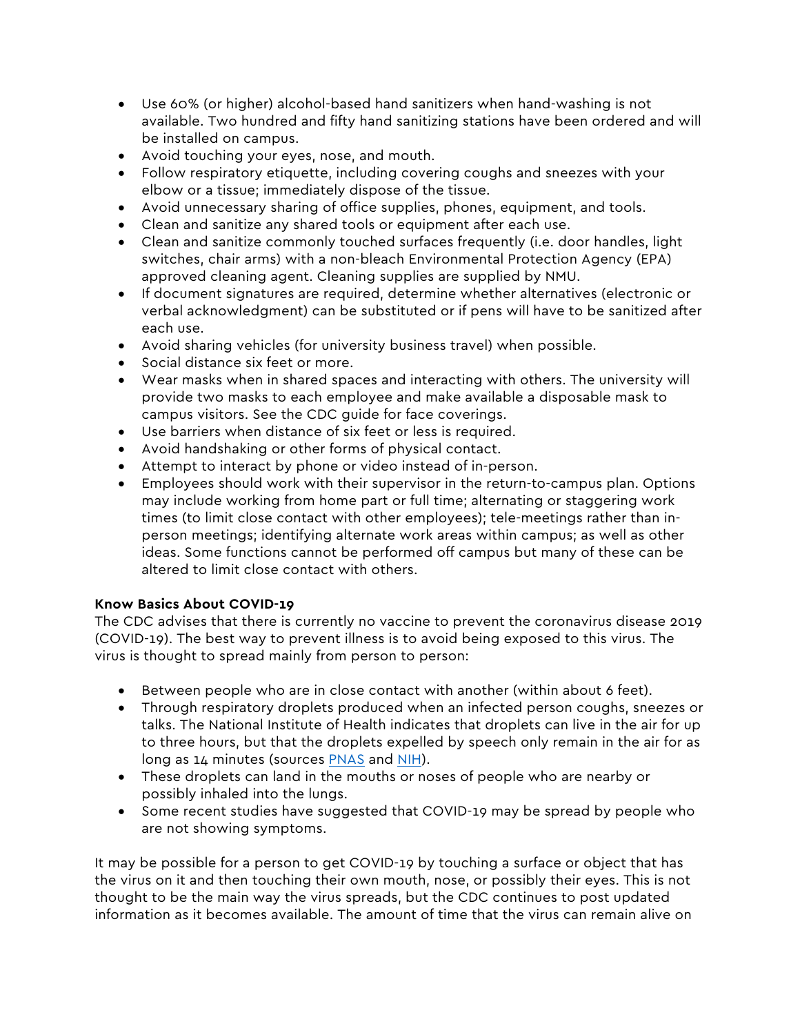- Use 60% (or higher) alcohol-based hand sanitizers when hand-washing is not available. Two hundred and fifty hand sanitizing stations have been ordered and will be installed on campus.
- Avoid touching your eyes, nose, and mouth.
- Follow respiratory etiquette, including covering coughs and sneezes with your elbow or a tissue; immediately dispose of the tissue.
- Avoid unnecessary sharing of office supplies, phones, equipment, and tools.
- Clean and sanitize any shared tools or equipment after each use.
- Clean and sanitize commonly touched surfaces frequently (i.e. door handles, light switches, chair arms) with a non-bleach Environmental Protection Agency (EPA) approved cleaning agent. Cleaning supplies are supplied by NMU.
- If document signatures are required, determine whether alternatives (electronic or verbal acknowledgment) can be substituted or if pens will have to be sanitized after each use.
- Avoid sharing vehicles (for university business travel) when possible.
- Social distance six feet or more.
- Wear masks when in shared spaces and interacting with others. The university will provide two masks to each employee and make available a disposable mask to campus visitors. See the CDC guide for face coverings.
- Use barriers when distance of six feet or less is required.
- Avoid handshaking or other forms of physical contact.
- Attempt to interact by phone or video instead of in-person.
- Employees should work with their supervisor in the return-to-campus plan. Options may include working from home part or full time; alternating or staggering work times (to limit close contact with other employees); tele-meetings rather than in-person meetings; identifying alternate work areas within campus; as well as other ideas. Some functions cannot be performed off campus but many of these can be altered to limit close contact with others.

**Know Basics About COVID-19**

The CDC advises that there is currently no vaccine to prevent the coronavirus disease 2019 (COVID-19). The best way to prevent illness is to avoid being exposed to this virus. The virus is thought to spread mainly from person to person:

- Between people who are in close contact with another (within about 6 feet).
- Through respiratory droplets produced when an infected person coughs, sneezes or talks. The National Institute of Health indicates that droplets can live in the air for up to three hours, but that the droplets expelled by speech only remain in the air for as long as 14 minutes (sources PNAS and NIH).
- These droplets can land in the mouths or noses of people who are nearby or possibly inhaled into the lungs.
- Some recent studies have suggested that COVID-19 may be spread by people who are not showing symptoms.

It may be possible for a person to get COVID-19 by touching a surface or object that has the virus on it and then touching their own mouth, nose, or possibly their eyes. This is not thought to be the main way the virus spreads, but the CDC continues to post updated information as it becomes available. The amount of time that the virus can remain alive on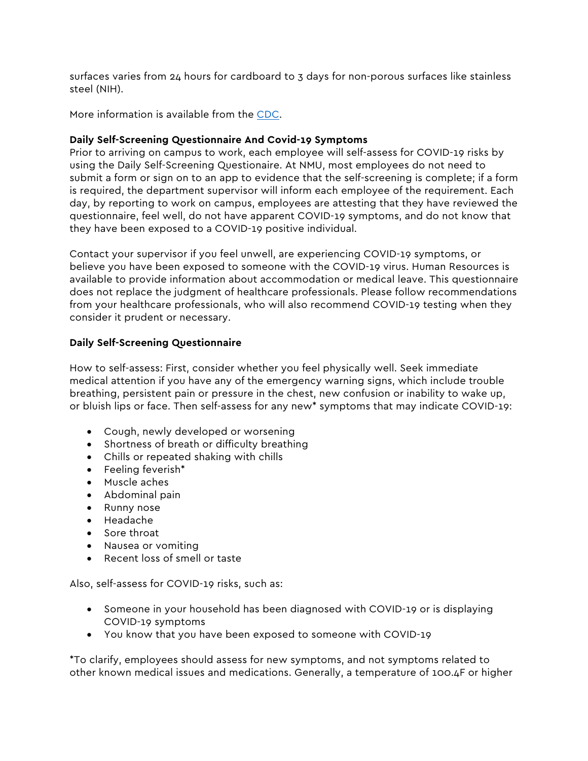surfaces varies from 24 hours for cardboard to 3 days for non-porous surfaces like stainless steel (NIH).

More information is available from the CDC.

**Daily Self-Screening Questionnaire And Covid-19 Symptoms**
Prior to arriving on campus to work, each employee will self-assess for COVID-19 risks by using the Daily Self-Screening Questionaire. At NMU, most employees do not need to submit a form or sign on to an app to evidence that the self-screening is complete; if a form is required, the department supervisor will inform each employee of the requirement. Each day, by reporting to work on campus, employees are attesting that they have reviewed the questionnaire, feel well, do not have apparent COVID-19 symptoms, and do not know that they have been exposed to a COVID-19 positive individual.

Contact your supervisor if you feel unwell, are experiencing COVID-19 symptoms, or believe you have been exposed to someone with the COVID-19 virus. Human Resources is available to provide information about accommodation or medical leave. This questionnaire does not replace the judgment of healthcare professionals. Please follow recommendations from your healthcare professionals, who will also recommend COVID-19 testing when they consider it prudent or necessary.

**Daily Self-Screening Questionnaire**

How to self-assess: First, consider whether you feel physically well. Seek immediate medical attention if you have any of the emergency warning signs, which include trouble breathing, persistent pain or pressure in the chest, new confusion or inability to wake up, or bluish lips or face. Then self-assess for any new* symptoms that may indicate COVID-19:

- Cough, newly developed or worsening
- Shortness of breath or difficulty breathing
- Chills or repeated shaking with chills
- Feeling feverish*
- Muscle aches
- Abdominal pain
- Runny nose
- Headache
- Sore throat
- Nausea or vomiting
- Recent loss of smell or taste

Also, self-assess for COVID-19 risks, such as:

- Someone in your household has been diagnosed with COVID-19 or is displaying COVID-19 symptoms
- You know that you have been exposed to someone with COVID-19

*To clarify, employees should assess for new symptoms, and not symptoms related to other known medical issues and medications. Generally, a temperature of 100.4F or higher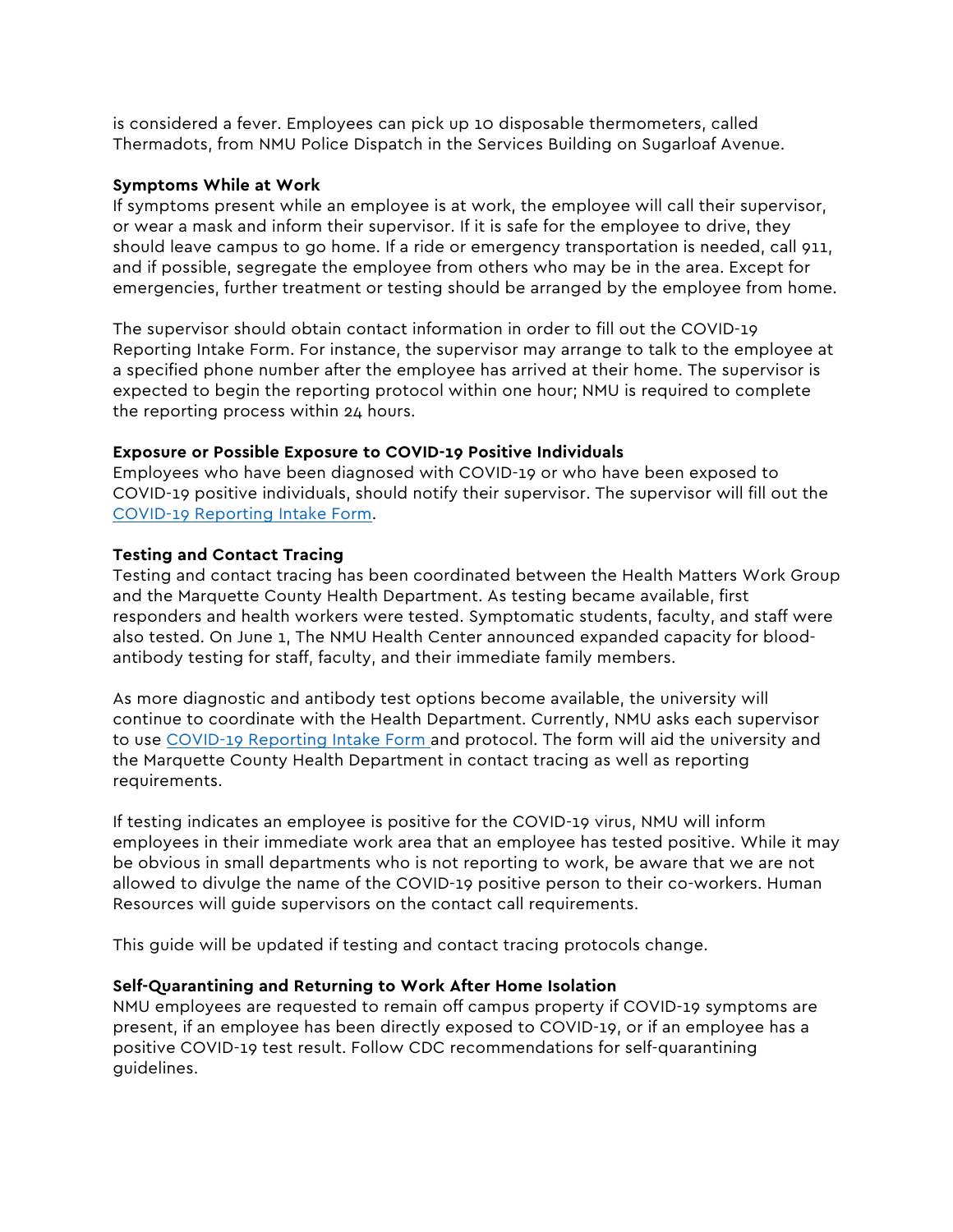is considered a fever. Employees can pick up 10 disposable thermometers, called Thermadots, from NMU Police Dispatch in the Services Building on Sugarloaf Avenue.

**Symptoms While at Work**

If symptoms present while an employee is at work, the employee will call their supervisor, or wear a mask and inform their supervisor. If it is safe for the employee to drive, they should leave campus to go home. If a ride or emergency transportation is needed, call 911, and if possible, segregate the employee from others who may be in the area. Except for emergencies, further treatment or testing should be arranged by the employee from home.

The supervisor should obtain contact information in order to fill out the COVID-19 Reporting Intake Form. For instance, the supervisor may arrange to talk to the employee at a specified phone number after the employee has arrived at their home. The supervisor is expected to begin the reporting protocol within one hour; NMU is required to complete the reporting process within 24 hours.

**Exposure or Possible Exposure to COVID-19 Positive Individuals**

Employees who have been diagnosed with COVID-19 or who have been exposed to COVID-19 positive individuals, should notify their supervisor. The supervisor will fill out the COVID-19 Reporting Intake Form.

**Testing and Contact Tracing**

Testing and contact tracing has been coordinated between the Health Matters Work Group and the Marquette County Health Department. As testing became available, first responders and health workers were tested. Symptomatic students, faculty, and staff were also tested. On June 1, The NMU Health Center announced expanded capacity for blood-antibody testing for staff, faculty, and their immediate family members.

As more diagnostic and antibody test options become available, the university will continue to coordinate with the Health Department. Currently, NMU asks each supervisor to use COVID-19 Reporting Intake Form and protocol. The form will aid the university and the Marquette County Health Department in contact tracing as well as reporting requirements.

If testing indicates an employee is positive for the COVID-19 virus, NMU will inform employees in their immediate work area that an employee has tested positive. While it may be obvious in small departments who is not reporting to work, be aware that we are not allowed to divulge the name of the COVID-19 positive person to their co-workers. Human Resources will guide supervisors on the contact call requirements.

This guide will be updated if testing and contact tracing protocols change.

**Self-Quarantining and Returning to Work After Home Isolation**

NMU employees are requested to remain off campus property if COVID-19 symptoms are present, if an employee has been directly exposed to COVID-19, or if an employee has a positive COVID-19 test result. Follow CDC recommendations for self-quarantining guidelines.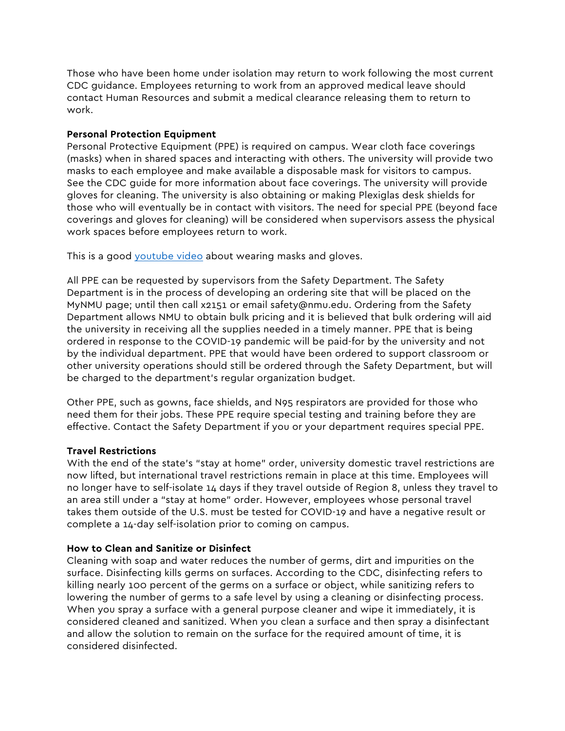Those who have been home under isolation may return to work following the most current CDC guidance. Employees returning to work from an approved medical leave should contact Human Resources and submit a medical clearance releasing them to return to work.

**Personal Protection Equipment**

Personal Protective Equipment (PPE) is required on campus. Wear cloth face coverings (masks) when in shared spaces and interacting with others. The university will provide two masks to each employee and make available a disposable mask for visitors to campus. See the CDC guide for more information about face coverings. The university will provide gloves for cleaning. The university is also obtaining or making Plexiglas desk shields for those who will eventually be in contact with visitors. The need for special PPE (beyond face coverings and gloves for cleaning) will be considered when supervisors assess the physical work spaces before employees return to work.

This is a good youtube video about wearing masks and gloves.

All PPE can be requested by supervisors from the Safety Department. The Safety Department is in the process of developing an ordering site that will be placed on the MyNMU page; until then call x2151 or email safety@nmu.edu. Ordering from the Safety Department allows NMU to obtain bulk pricing and it is believed that bulk ordering will aid the university in receiving all the supplies needed in a timely manner. PPE that is being ordered in response to the COVID-19 pandemic will be paid-for by the university and not by the individual department. PPE that would have been ordered to support classroom or other university operations should still be ordered through the Safety Department, but will be charged to the department's regular organization budget.

Other PPE, such as gowns, face shields, and N95 respirators are provided for those who need them for their jobs. These PPE require special testing and training before they are effective. Contact the Safety Department if you or your department requires special PPE.

**Travel Restrictions**

With the end of the state's "stay at home" order, university domestic travel restrictions are now lifted, but international travel restrictions remain in place at this time. Employees will no longer have to self-isolate 14 days if they travel outside of Region 8, unless they travel to an area still under a "stay at home" order. However, employees whose personal travel takes them outside of the U.S. must be tested for COVID-19 and have a negative result or complete a 14-day self-isolation prior to coming on campus.

**How to Clean and Sanitize or Disinfect**

Cleaning with soap and water reduces the number of germs, dirt and impurities on the surface. Disinfecting kills germs on surfaces. According to the CDC, disinfecting refers to killing nearly 100 percent of the germs on a surface or object, while sanitizing refers to lowering the number of germs to a safe level by using a cleaning or disinfecting process. When you spray a surface with a general purpose cleaner and wipe it immediately, it is considered cleaned and sanitized. When you clean a surface and then spray a disinfectant and allow the solution to remain on the surface for the required amount of time, it is considered disinfected.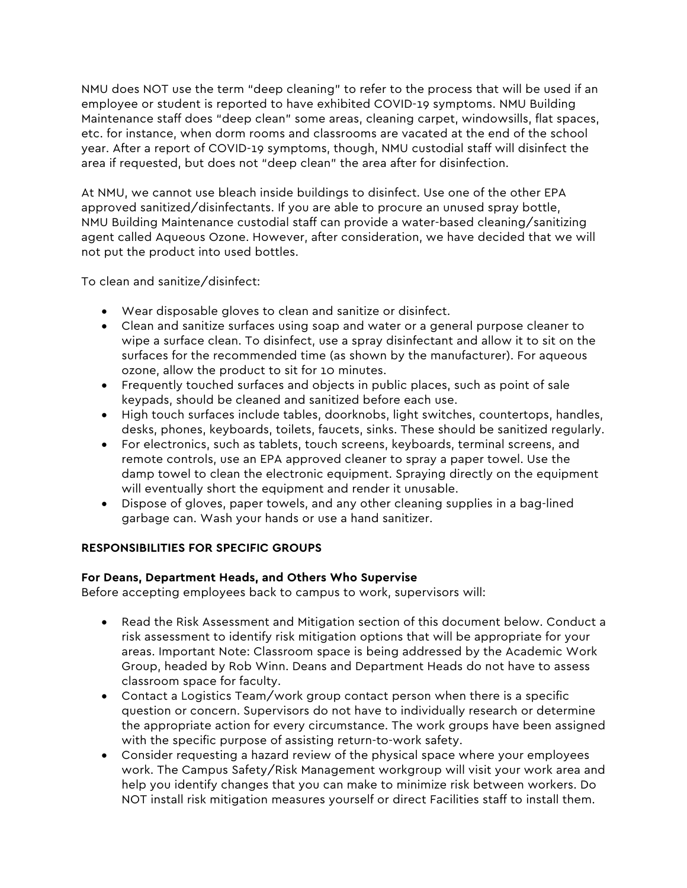NMU does NOT use the term "deep cleaning" to refer to the process that will be used if an employee or student is reported to have exhibited COVID-19 symptoms. NMU Building Maintenance staff does "deep clean" some areas, cleaning carpet, windowsills, flat spaces, etc. for instance, when dorm rooms and classrooms are vacated at the end of the school year. After a report of COVID-19 symptoms, though, NMU custodial staff will disinfect the area if requested, but does not "deep clean" the area after for disinfection.

At NMU, we cannot use bleach inside buildings to disinfect. Use one of the other EPA approved sanitized/disinfectants. If you are able to procure an unused spray bottle, NMU Building Maintenance custodial staff can provide a water-based cleaning/sanitizing agent called Aqueous Ozone. However, after consideration, we have decided that we will not put the product into used bottles.

To clean and sanitize/disinfect:

- Wear disposable gloves to clean and sanitize or disinfect.
- Clean and sanitize surfaces using soap and water or a general purpose cleaner to wipe a surface clean. To disinfect, use a spray disinfectant and allow it to sit on the surfaces for the recommended time (as shown by the manufacturer). For aqueous ozone, allow the product to sit for 10 minutes.
- Frequently touched surfaces and objects in public places, such as point of sale keypads, should be cleaned and sanitized before each use.
- High touch surfaces include tables, doorknobs, light switches, countertops, handles, desks, phones, keyboards, toilets, faucets, sinks. These should be sanitized regularly.
- For electronics, such as tablets, touch screens, keyboards, terminal screens, and remote controls, use an EPA approved cleaner to spray a paper towel. Use the damp towel to clean the electronic equipment. Spraying directly on the equipment will eventually short the equipment and render it unusable.
- Dispose of gloves, paper towels, and any other cleaning supplies in a bag-lined garbage can. Wash your hands or use a hand sanitizer.

## RESPONSIBILITIES FOR SPECIFIC GROUPS

### For Deans, Department Heads, and Others Who Supervise

Before accepting employees back to campus to work, supervisors will:

- Read the Risk Assessment and Mitigation section of this document below. Conduct a risk assessment to identify risk mitigation options that will be appropriate for your areas. Important Note: Classroom space is being addressed by the Academic Work Group, headed by Rob Winn. Deans and Department Heads do not have to assess classroom space for faculty.
- Contact a Logistics Team/work group contact person when there is a specific question or concern. Supervisors do not have to individually research or determine the appropriate action for every circumstance. The work groups have been assigned with the specific purpose of assisting return-to-work safety.
- Consider requesting a hazard review of the physical space where your employees work. The Campus Safety/Risk Management workgroup will visit your work area and help you identify changes that you can make to minimize risk between workers. Do NOT install risk mitigation measures yourself or direct Facilities staff to install them.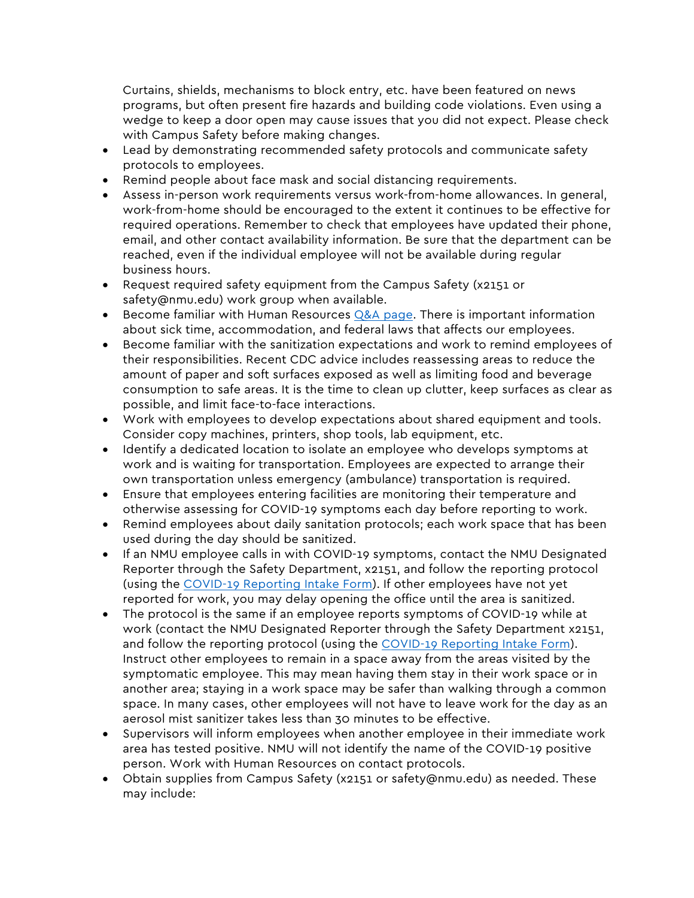Curtains, shields, mechanisms to block entry, etc. have been featured on news programs, but often present fire hazards and building code violations. Even using a wedge to keep a door open may cause issues that you did not expect. Please check with Campus Safety before making changes.

- Lead by demonstrating recommended safety protocols and communicate safety protocols to employees.
- Remind people about face mask and social distancing requirements.
- Assess in-person work requirements versus work-from-home allowances. In general, work-from-home should be encouraged to the extent it continues to be effective for required operations. Remember to check that employees have updated their phone, email, and other contact availability information. Be sure that the department can be reached, even if the individual employee will not be available during regular business hours.
- Request required safety equipment from the Campus Safety (x2151 or safety@nmu.edu) work group when available.
- Become familiar with Human Resources [Q&A page](). There is important information about sick time, accommodation, and federal laws that affects our employees.
- Become familiar with the sanitization expectations and work to remind employees of their responsibilities. Recent CDC advice includes reassessing areas to reduce the amount of paper and soft surfaces exposed as well as limiting food and beverage consumption to safe areas. It is the time to clean up clutter, keep surfaces as clear as possible, and limit face-to-face interactions.
- Work with employees to develop expectations about shared equipment and tools. Consider copy machines, printers, shop tools, lab equipment, etc.
- Identify a dedicated location to isolate an employee who develops symptoms at work and is waiting for transportation. Employees are expected to arrange their own transportation unless emergency (ambulance) transportation is required.
- Ensure that employees entering facilities are monitoring their temperature and otherwise assessing for COVID-19 symptoms each day before reporting to work.
- Remind employees about daily sanitation protocols; each work space that has been used during the day should be sanitized.
- If an NMU employee calls in with COVID-19 symptoms, contact the NMU Designated Reporter through the Safety Department, x2151, and follow the reporting protocol (using the [COVID-19 Reporting Intake Form]()). If other employees have not yet reported for work, you may delay opening the office until the area is sanitized.
- The protocol is the same if an employee reports symptoms of COVID-19 while at work (contact the NMU Designated Reporter through the Safety Department x2151, and follow the reporting protocol (using the [COVID-19 Reporting Intake Form]()). Instruct other employees to remain in a space away from the areas visited by the symptomatic employee. This may mean having them stay in their work space or in another area; staying in a work space may be safer than walking through a common space. In many cases, other employees will not have to leave work for the day as an aerosol mist sanitizer takes less than 30 minutes to be effective.
- Supervisors will inform employees when another employee in their immediate work area has tested positive. NMU will not identify the name of the COVID-19 positive person. Work with Human Resources on contact protocols.
- Obtain supplies from Campus Safety (x2151 or safety@nmu.edu) as needed. These may include: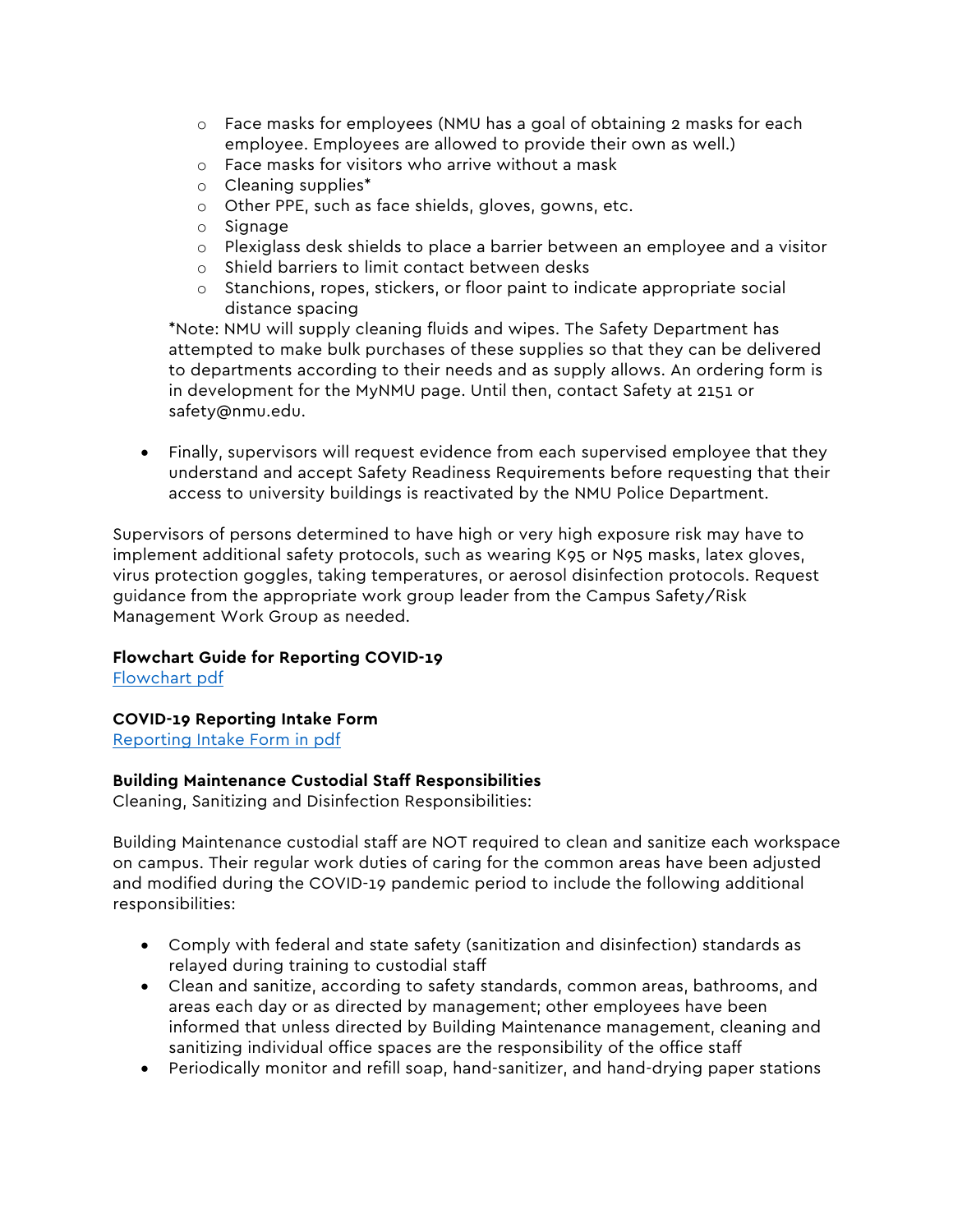- Face masks for employees (NMU has a goal of obtaining 2 masks for each employee. Employees are allowed to provide their own as well.)
  - Face masks for visitors who arrive without a mask
  - Cleaning supplies*
  - Other PPE, such as face shields, gloves, gowns, etc.
  - Signage
  - Plexiglass desk shields to place a barrier between an employee and a visitor
  - Shield barriers to limit contact between desks
  - Stanchions, ropes, stickers, or floor paint to indicate appropriate social distance spacing

  *Note: NMU will supply cleaning fluids and wipes. The Safety Department has attempted to make bulk purchases of these supplies so that they can be delivered to departments according to their needs and as supply allows. An ordering form is in development for the MyNMU page. Until then, contact Safety at 2151 or safety@nmu.edu.

- Finally, supervisors will request evidence from each supervised employee that they understand and accept Safety Readiness Requirements before requesting that their access to university buildings is reactivated by the NMU Police Department.

Supervisors of persons determined to have high or very high exposure risk may have to implement additional safety protocols, such as wearing K95 or N95 masks, latex gloves, virus protection goggles, taking temperatures, or aerosol disinfection protocols. Request guidance from the appropriate work group leader from the Campus Safety/Risk Management Work Group as needed.

**Flowchart Guide for Reporting COVID-19**
Flowchart pdf

**COVID-19 Reporting Intake Form**
Reporting Intake Form in pdf

**Building Maintenance Custodial Staff Responsibilities**
Cleaning, Sanitizing and Disinfection Responsibilities:

Building Maintenance custodial staff are NOT required to clean and sanitize each workspace on campus. Their regular work duties of caring for the common areas have been adjusted and modified during the COVID-19 pandemic period to include the following additional responsibilities:

- Comply with federal and state safety (sanitization and disinfection) standards as relayed during training to custodial staff
- Clean and sanitize, according to safety standards, common areas, bathrooms, and areas each day or as directed by management; other employees have been informed that unless directed by Building Maintenance management, cleaning and sanitizing individual office spaces are the responsibility of the office staff
- Periodically monitor and refill soap, hand-sanitizer, and hand-drying paper stations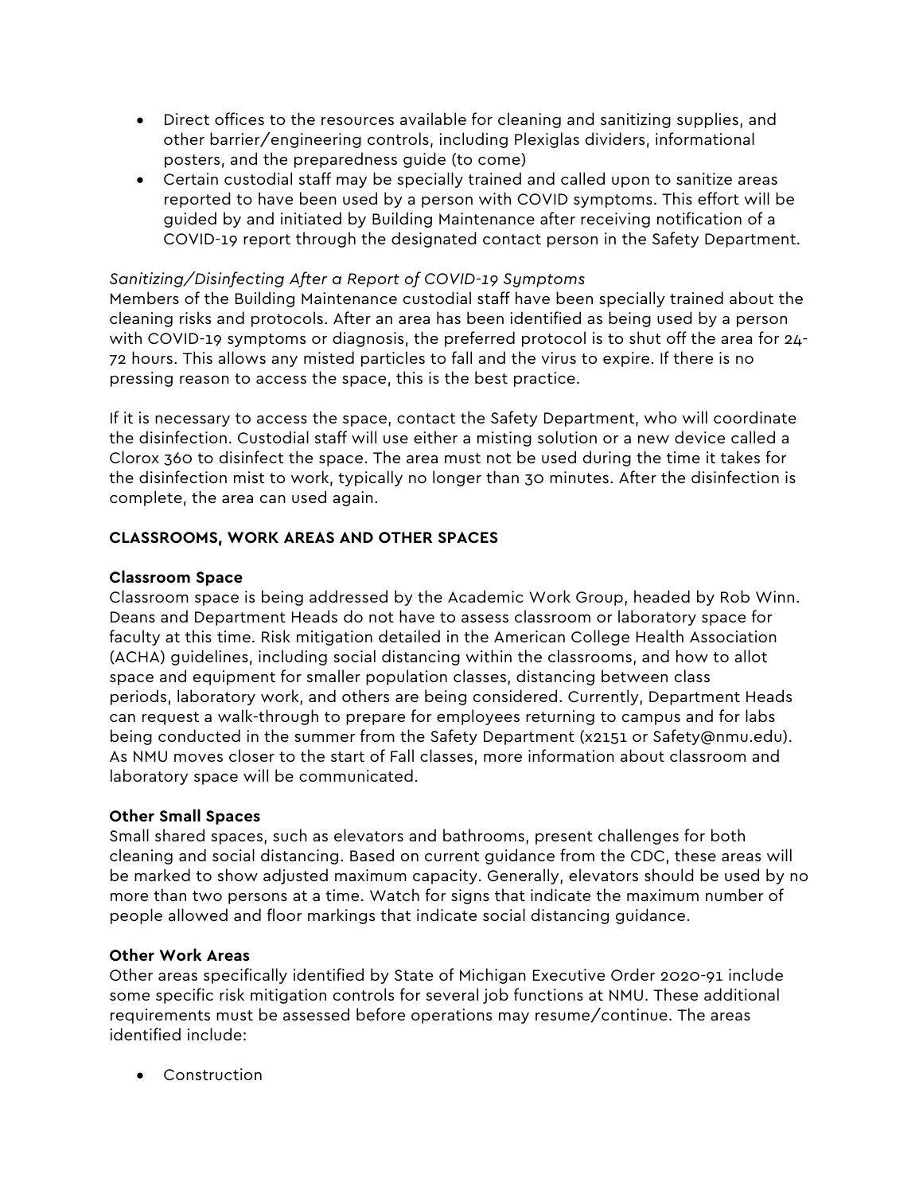- Direct offices to the resources available for cleaning and sanitizing supplies, and other barrier/engineering controls, including Plexiglas dividers, informational posters, and the preparedness guide (to come)
- Certain custodial staff may be specially trained and called upon to sanitize areas reported to have been used by a person with COVID symptoms. This effort will be guided by and initiated by Building Maintenance after receiving notification of a COVID-19 report through the designated contact person in the Safety Department.

*Sanitizing/Disinfecting After a Report of COVID-19 Symptoms*
Members of the Building Maintenance custodial staff have been specially trained about the cleaning risks and protocols. After an area has been identified as being used by a person with COVID-19 symptoms or diagnosis, the preferred protocol is to shut off the area for 24-72 hours. This allows any misted particles to fall and the virus to expire. If there is no pressing reason to access the space, this is the best practice.

If it is necessary to access the space, contact the Safety Department, who will coordinate the disinfection. Custodial staff will use either a misting solution or a new device called a Clorox 360 to disinfect the space. The area must not be used during the time it takes for the disinfection mist to work, typically no longer than 30 minutes. After the disinfection is complete, the area can used again.

**CLASSROOMS, WORK AREAS AND OTHER SPACES**

**Classroom Space**
Classroom space is being addressed by the Academic Work Group, headed by Rob Winn. Deans and Department Heads do not have to assess classroom or laboratory space for faculty at this time. Risk mitigation detailed in the American College Health Association (ACHA) guidelines, including social distancing within the classrooms, and how to allot space and equipment for smaller population classes, distancing between class periods, laboratory work, and others are being considered. Currently, Department Heads can request a walk-through to prepare for employees returning to campus and for labs being conducted in the summer from the Safety Department (x2151 or Safety@nmu.edu). As NMU moves closer to the start of Fall classes, more information about classroom and laboratory space will be communicated.

**Other Small Spaces**
Small shared spaces, such as elevators and bathrooms, present challenges for both cleaning and social distancing. Based on current guidance from the CDC, these areas will be marked to show adjusted maximum capacity. Generally, elevators should be used by no more than two persons at a time. Watch for signs that indicate the maximum number of people allowed and floor markings that indicate social distancing guidance.

**Other Work Areas**
Other areas specifically identified by State of Michigan Executive Order 2020-91 include some specific risk mitigation controls for several job functions at NMU. These additional requirements must be assessed before operations may resume/continue. The areas identified include:

- Construction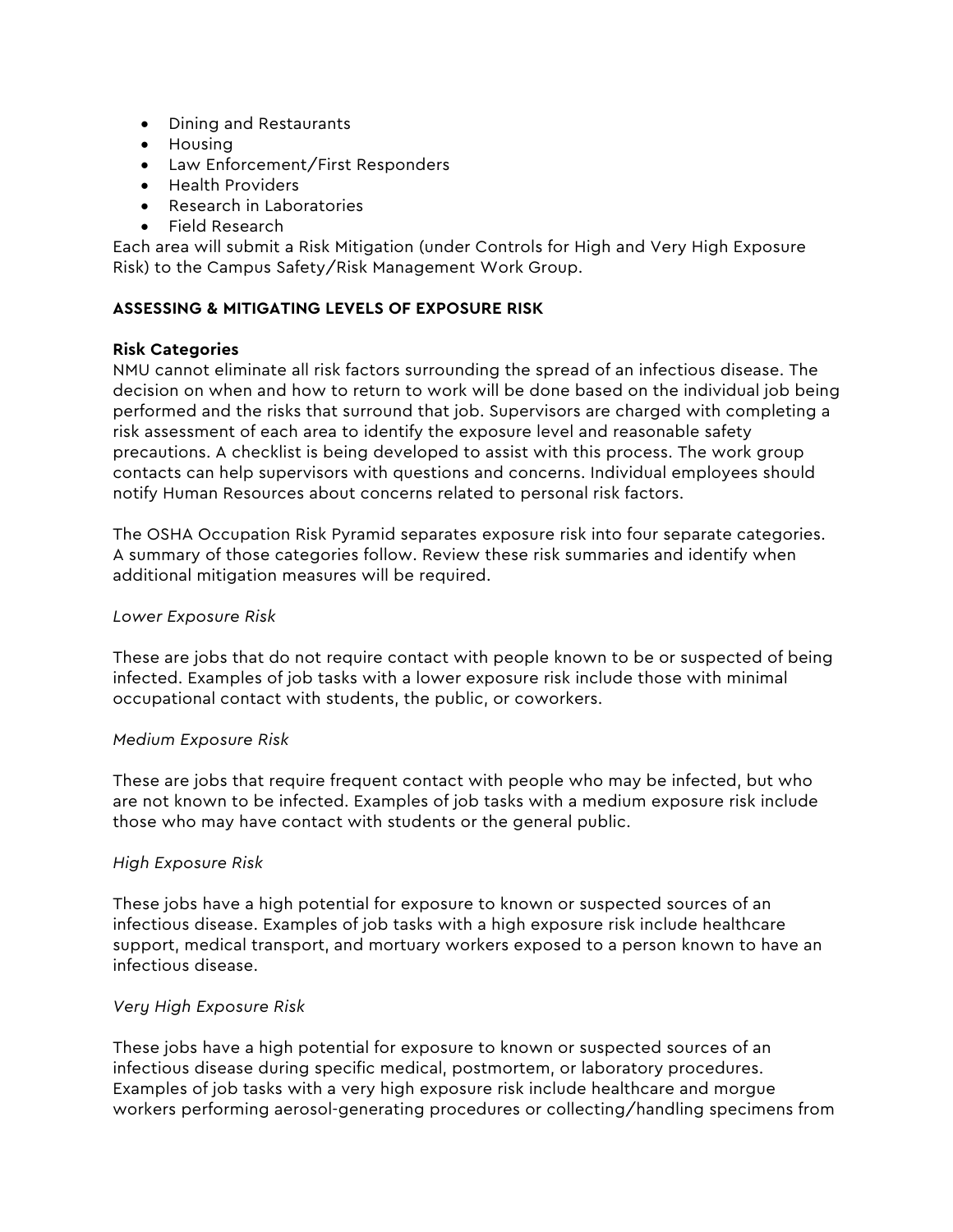- Dining and Restaurants
- Housing
- Law Enforcement/First Responders
- Health Providers
- Research in Laboratories
- Field Research

Each area will submit a Risk Mitigation (under Controls for High and Very High Exposure Risk) to the Campus Safety/Risk Management Work Group.

## ASSESSING & MITIGATING LEVELS OF EXPOSURE RISK

### Risk Categories

NMU cannot eliminate all risk factors surrounding the spread of an infectious disease. The decision on when and how to return to work will be done based on the individual job being performed and the risks that surround that job. Supervisors are charged with completing a risk assessment of each area to identify the exposure level and reasonable safety precautions. A checklist is being developed to assist with this process. The work group contacts can help supervisors with questions and concerns. Individual employees should notify Human Resources about concerns related to personal risk factors.

The OSHA Occupation Risk Pyramid separates exposure risk into four separate categories. A summary of those categories follow. Review these risk summaries and identify when additional mitigation measures will be required.

*Lower Exposure Risk*

These are jobs that do not require contact with people known to be or suspected of being infected. Examples of job tasks with a lower exposure risk include those with minimal occupational contact with students, the public, or coworkers.

*Medium Exposure Risk*

These are jobs that require frequent contact with people who may be infected, but who are not known to be infected. Examples of job tasks with a medium exposure risk include those who may have contact with students or the general public.

*High Exposure Risk*

These jobs have a high potential for exposure to known or suspected sources of an infectious disease. Examples of job tasks with a high exposure risk include healthcare support, medical transport, and mortuary workers exposed to a person known to have an infectious disease.

*Very High Exposure Risk*

These jobs have a high potential for exposure to known or suspected sources of an infectious disease during specific medical, postmortem, or laboratory procedures. Examples of job tasks with a very high exposure risk include healthcare and morgue workers performing aerosol-generating procedures or collecting/handling specimens from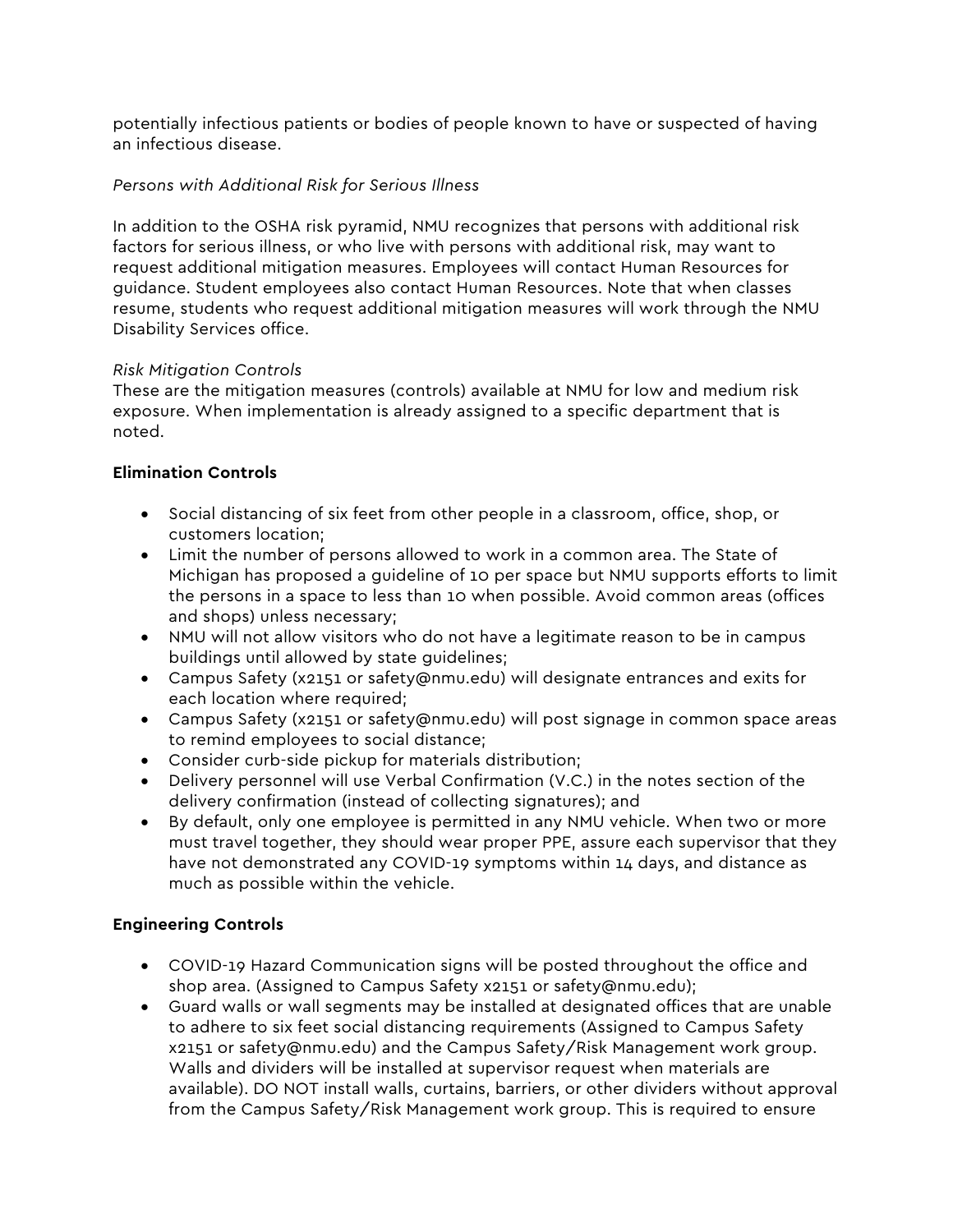potentially infectious patients or bodies of people known to have or suspected of having an infectious disease.

*Persons with Additional Risk for Serious Illness*

In addition to the OSHA risk pyramid, NMU recognizes that persons with additional risk factors for serious illness, or who live with persons with additional risk, may want to request additional mitigation measures. Employees will contact Human Resources for guidance. Student employees also contact Human Resources. Note that when classes resume, students who request additional mitigation measures will work through the NMU Disability Services office.

*Risk Mitigation Controls*

These are the mitigation measures (controls) available at NMU for low and medium risk exposure. When implementation is already assigned to a specific department that is noted.

**Elimination Controls**

- Social distancing of six feet from other people in a classroom, office, shop, or customers location;
- Limit the number of persons allowed to work in a common area. The State of Michigan has proposed a guideline of 10 per space but NMU supports efforts to limit the persons in a space to less than 10 when possible. Avoid common areas (offices and shops) unless necessary;
- NMU will not allow visitors who do not have a legitimate reason to be in campus buildings until allowed by state guidelines;
- Campus Safety (x2151 or safety@nmu.edu) will designate entrances and exits for each location where required;
- Campus Safety (x2151 or safety@nmu.edu) will post signage in common space areas to remind employees to social distance;
- Consider curb-side pickup for materials distribution;
- Delivery personnel will use Verbal Confirmation (V.C.) in the notes section of the delivery confirmation (instead of collecting signatures); and
- By default, only one employee is permitted in any NMU vehicle. When two or more must travel together, they should wear proper PPE, assure each supervisor that they have not demonstrated any COVID-19 symptoms within 14 days, and distance as much as possible within the vehicle.

**Engineering Controls**

- COVID-19 Hazard Communication signs will be posted throughout the office and shop area. (Assigned to Campus Safety x2151 or safety@nmu.edu);
- Guard walls or wall segments may be installed at designated offices that are unable to adhere to six feet social distancing requirements (Assigned to Campus Safety x2151 or safety@nmu.edu) and the Campus Safety/Risk Management work group. Walls and dividers will be installed at supervisor request when materials are available). DO NOT install walls, curtains, barriers, or other dividers without approval from the Campus Safety/Risk Management work group. This is required to ensure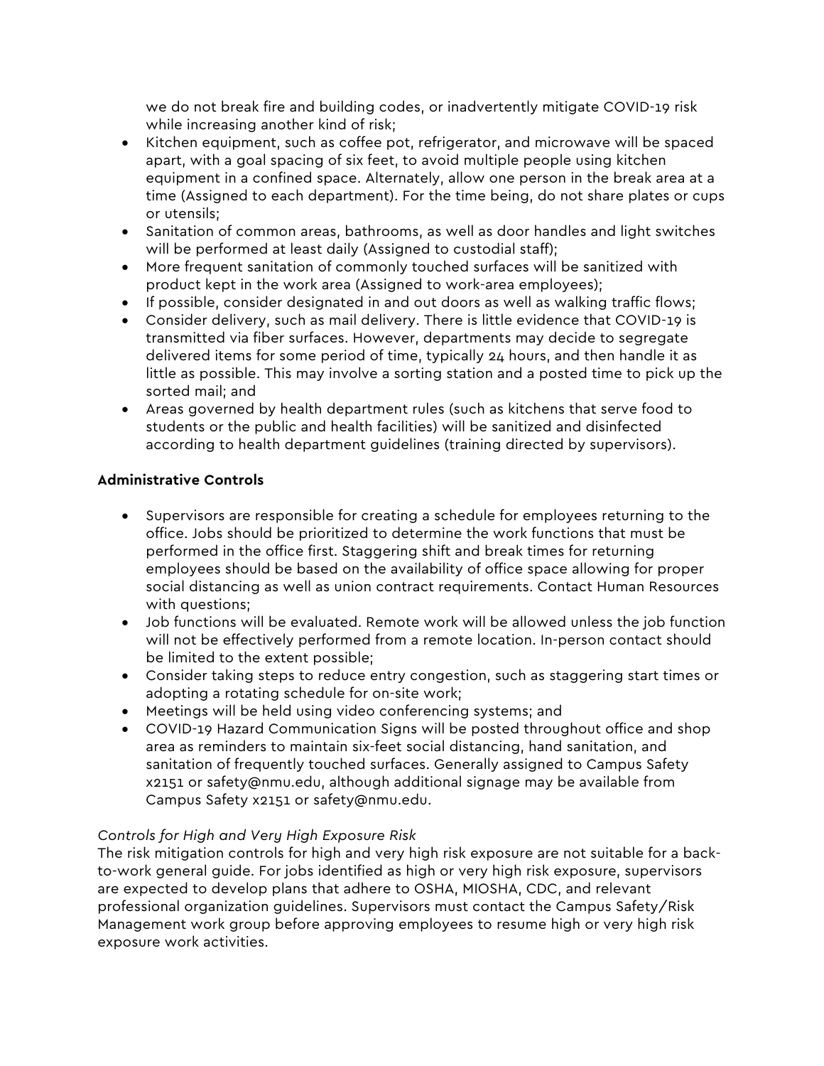we do not break fire and building codes, or inadvertently mitigate COVID-19 risk while increasing another kind of risk;

- Kitchen equipment, such as coffee pot, refrigerator, and microwave will be spaced apart, with a goal spacing of six feet, to avoid multiple people using kitchen equipment in a confined space. Alternately, allow one person in the break area at a time (Assigned to each department). For the time being, do not share plates or cups or utensils;
- Sanitation of common areas, bathrooms, as well as door handles and light switches will be performed at least daily (Assigned to custodial staff);
- More frequent sanitation of commonly touched surfaces will be sanitized with product kept in the work area (Assigned to work-area employees);
- If possible, consider designated in and out doors as well as walking traffic flows;
- Consider delivery, such as mail delivery. There is little evidence that COVID-19 is transmitted via fiber surfaces. However, departments may decide to segregate delivered items for some period of time, typically 24 hours, and then handle it as little as possible. This may involve a sorting station and a posted time to pick up the sorted mail; and
- Areas governed by health department rules (such as kitchens that serve food to students or the public and health facilities) will be sanitized and disinfected according to health department guidelines (training directed by supervisors).

**Administrative Controls**

- Supervisors are responsible for creating a schedule for employees returning to the office. Jobs should be prioritized to determine the work functions that must be performed in the office first. Staggering shift and break times for returning employees should be based on the availability of office space allowing for proper social distancing as well as union contract requirements. Contact Human Resources with questions;
- Job functions will be evaluated. Remote work will be allowed unless the job function will not be effectively performed from a remote location. In-person contact should be limited to the extent possible;
- Consider taking steps to reduce entry congestion, such as staggering start times or adopting a rotating schedule for on-site work;
- Meetings will be held using video conferencing systems; and
- COVID-19 Hazard Communication Signs will be posted throughout office and shop area as reminders to maintain six-feet social distancing, hand sanitation, and sanitation of frequently touched surfaces. Generally assigned to Campus Safety x2151 or safety@nmu.edu, although additional signage may be available from Campus Safety x2151 or safety@nmu.edu.

*Controls for High and Very High Exposure Risk*

The risk mitigation controls for high and very high risk exposure are not suitable for a back-to-work general guide. For jobs identified as high or very high risk exposure, supervisors are expected to develop plans that adhere to OSHA, MIOSHA, CDC, and relevant professional organization guidelines. Supervisors must contact the Campus Safety/Risk Management work group before approving employees to resume high or very high risk exposure work activities.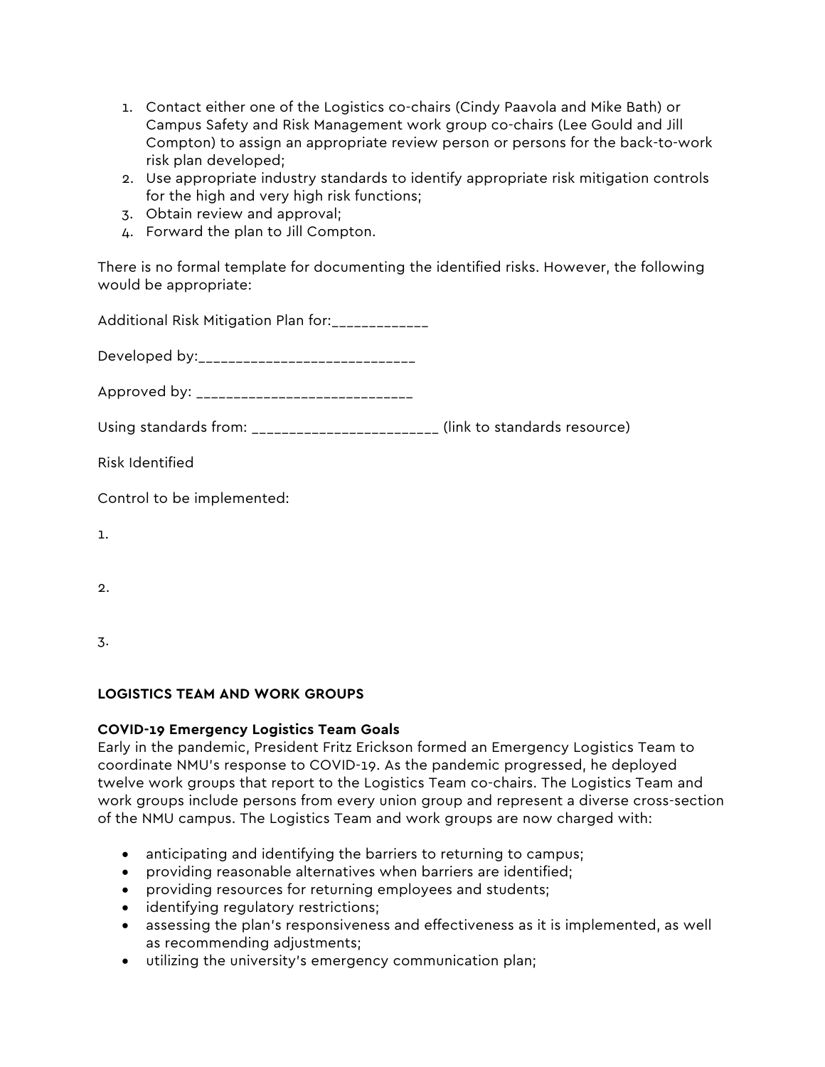1. Contact either one of the Logistics co-chairs (Cindy Paavola and Mike Bath) or Campus Safety and Risk Management work group co-chairs (Lee Gould and Jill Compton) to assign an appropriate review person or persons for the back-to-work risk plan developed;
2. Use appropriate industry standards to identify appropriate risk mitigation controls for the high and very high risk functions;
3. Obtain review and approval;
4. Forward the plan to Jill Compton.

There is no formal template for documenting the identified risks. However, the following would be appropriate:

Additional Risk Mitigation Plan for:____________

Developed by:____________________________

Approved by: ____________________________

Using standards from: _______________________ (link to standards resource)

Risk Identified

Control to be implemented:

1.

2.

3.

**LOGISTICS TEAM AND WORK GROUPS**

**COVID-19 Emergency Logistics Team Goals**

Early in the pandemic, President Fritz Erickson formed an Emergency Logistics Team to coordinate NMU's response to COVID-19. As the pandemic progressed, he deployed twelve work groups that report to the Logistics Team co-chairs. The Logistics Team and work groups include persons from every union group and represent a diverse cross-section of the NMU campus. The Logistics Team and work groups are now charged with:

- anticipating and identifying the barriers to returning to campus;
- providing reasonable alternatives when barriers are identified;
- providing resources for returning employees and students;
- identifying regulatory restrictions;
- assessing the plan's responsiveness and effectiveness as it is implemented, as well as recommending adjustments;
- utilizing the university's emergency communication plan;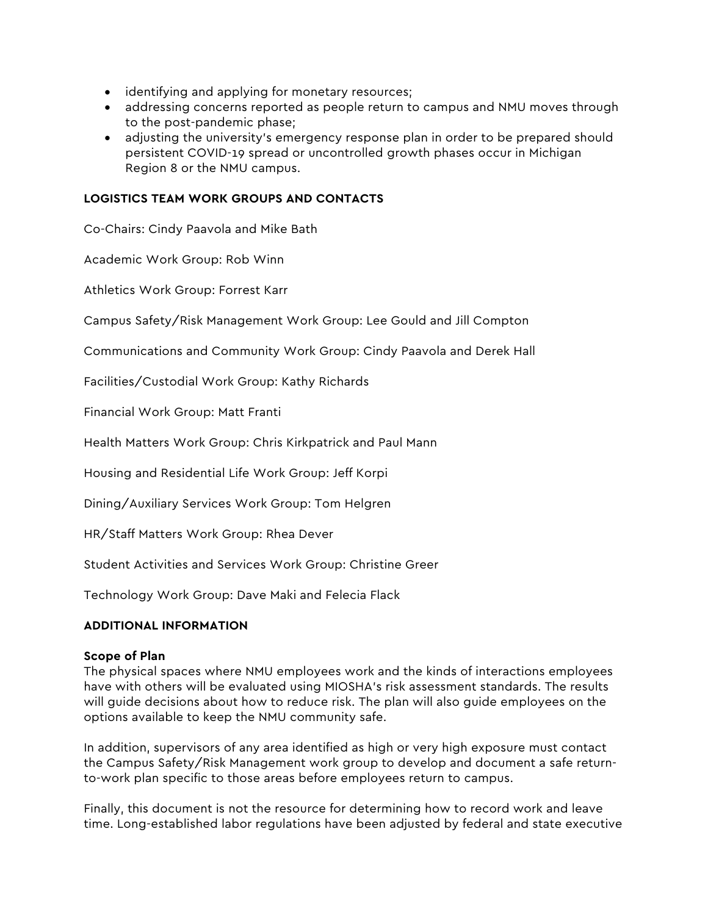- identifying and applying for monetary resources;
- addressing concerns reported as people return to campus and NMU moves through to the post-pandemic phase;
- adjusting the university's emergency response plan in order to be prepared should persistent COVID-19 spread or uncontrolled growth phases occur in Michigan Region 8 or the NMU campus.

**LOGISTICS TEAM WORK GROUPS AND CONTACTS**

Co-Chairs: Cindy Paavola and Mike Bath

Academic Work Group: Rob Winn

Athletics Work Group: Forrest Karr

Campus Safety/Risk Management Work Group: Lee Gould and Jill Compton

Communications and Community Work Group: Cindy Paavola and Derek Hall

Facilities/Custodial Work Group: Kathy Richards

Financial Work Group: Matt Franti

Health Matters Work Group: Chris Kirkpatrick and Paul Mann

Housing and Residential Life Work Group: Jeff Korpi

Dining/Auxiliary Services Work Group: Tom Helgren

HR/Staff Matters Work Group: Rhea Dever

Student Activities and Services Work Group: Christine Greer

Technology Work Group: Dave Maki and Felecia Flack

**ADDITIONAL INFORMATION**

**Scope of Plan**
The physical spaces where NMU employees work and the kinds of interactions employees have with others will be evaluated using MIOSHA's risk assessment standards. The results will guide decisions about how to reduce risk. The plan will also guide employees on the options available to keep the NMU community safe.

In addition, supervisors of any area identified as high or very high exposure must contact the Campus Safety/Risk Management work group to develop and document a safe return-to-work plan specific to those areas before employees return to campus.

Finally, this document is not the resource for determining how to record work and leave time. Long-established labor regulations have been adjusted by federal and state executive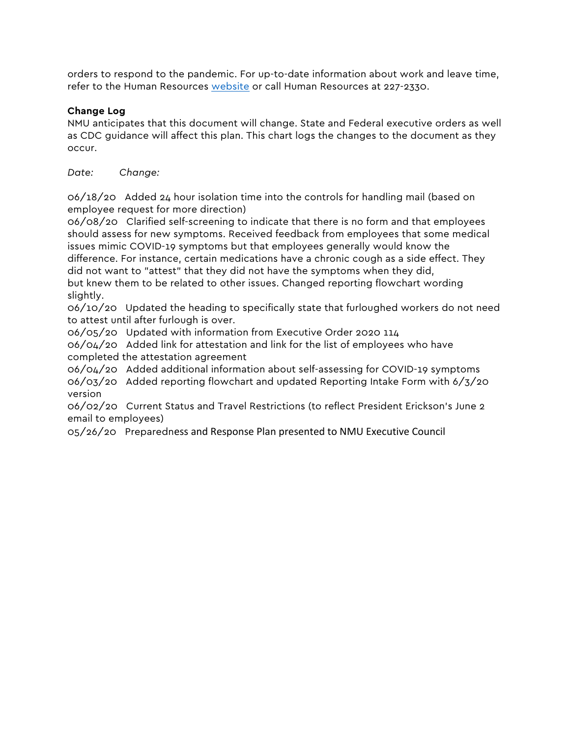orders to respond to the pandemic. For up-to-date information about work and leave time, refer to the Human Resources website or call Human Resources at 227-2330.

**Change Log**

NMU anticipates that this document will change. State and Federal executive orders as well as CDC guidance will affect this plan. This chart logs the changes to the document as they occur.

*Date:* *Change:*

06/18/20 Added 24 hour isolation time into the controls for handling mail (based on employee request for more direction)

06/08/20 Clarified self-screening to indicate that there is no form and that employees should assess for new symptoms. Received feedback from employees that some medical issues mimic COVID-19 symptoms but that employees generally would know the difference. For instance, certain medications have a chronic cough as a side effect. They did not want to "attest" that they did not have the symptoms when they did, but knew them to be related to other issues. Changed reporting flowchart wording slightly.

06/10/20 Updated the heading to specifically state that furloughed workers do not need to attest until after furlough is over.

06/05/20 Updated with information from Executive Order 2020 114

06/04/20 Added link for attestation and link for the list of employees who have completed the attestation agreement

06/04/20 Added additional information about self-assessing for COVID-19 symptoms

06/03/20 Added reporting flowchart and updated Reporting Intake Form with 6/3/20 version

06/02/20 Current Status and Travel Restrictions (to reflect President Erickson's June 2 email to employees)

05/26/20 Preparedness and Response Plan presented to NMU Executive Council